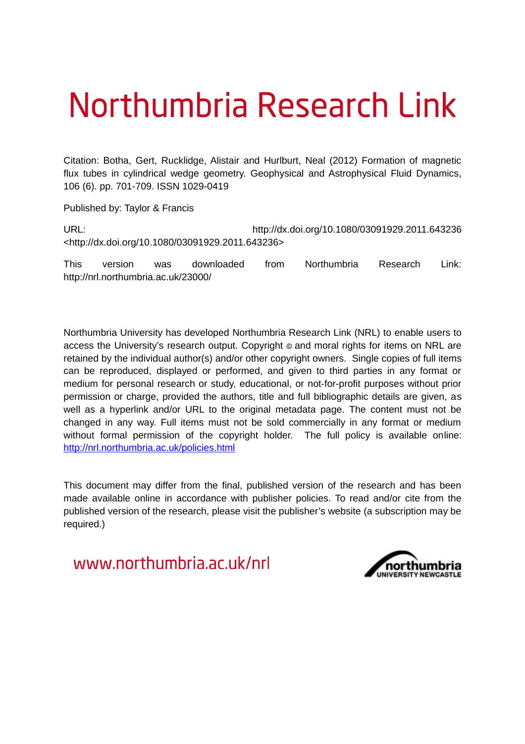# Northumbria Research Link

Citation: Botha, Gert, Rucklidge, Alistair and Hurlburt, Neal (2012) Formation of magnetic flux tubes in cylindrical wedge geometry. Geophysical and Astrophysical Fluid Dynamics, 106 (6). pp. 701-709. ISSN 1029-0419

Published by: Taylor & Francis

URL: http://dx.doi.org/10.1080/03091929.2011.643236 <http://dx.doi.org/10.1080/03091929.2011.643236>

This version was downloaded from Northumbria Research Link: http://nrl.northumbria.ac.uk/23000/

Northumbria University has developed Northumbria Research Link (NRL) to enable users to access the University's research output. Copyright © and moral rights for items on NRL are retained by the individual author(s) and/or other copyright owners. Single copies of full items can be reproduced, displayed or performed, and given to third parties in any format or medium for personal research or study, educational, or not-for-profit purposes without prior permission or charge, provided the authors, title and full bibliographic details are given, as well as a hyperlink and/or URL to the original metadata page. The content must not be changed in any way. Full items must not be sold commercially in any format or medium without formal permission of the copyright holder. The full policy is available online: http://nrl.northumbria.ac.uk/policies.html

This document may differ from the final, published version of the research and has been made available online in accordance with publisher policies. To read and/or cite from the published version of the research, please visit the publisher's website (a subscription may be required.)

www.northumbria.ac.uk/nrl

northumbria
UNIVERSITY NEWCASTLE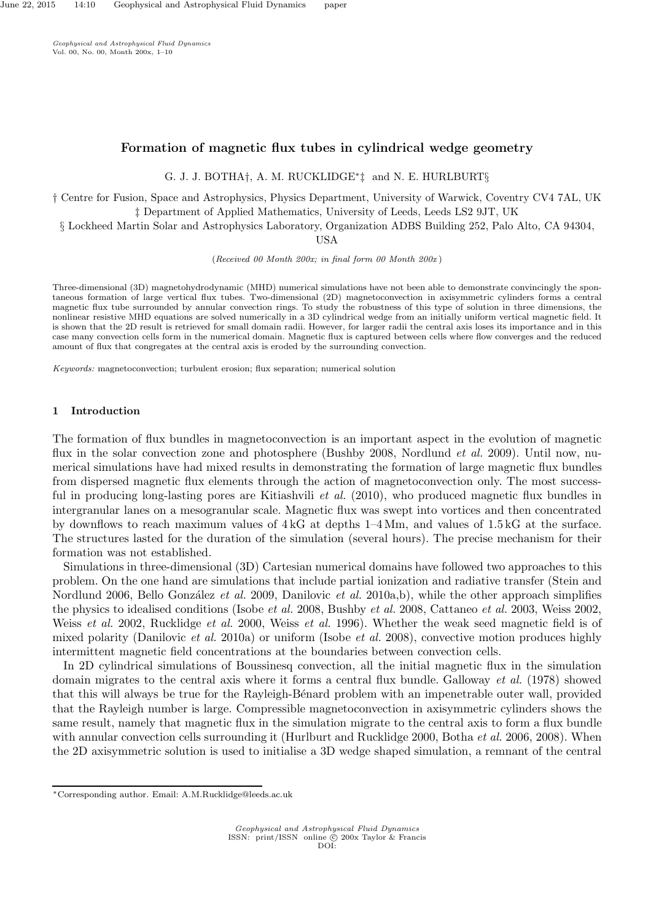# Formation of magnetic flux tubes in cylindrical wedge geometry

G. J. J. BOTHA†, A. M. RUCKLIDGE∗‡ and N. E. HURLBURT§

† Centre for Fusion, Space and Astrophysics, Physics Department, University of Warwick, Coventry CV4 7AL, UK
‡ Department of Applied Mathematics, University of Leeds, Leeds LS2 9JT, UK
§ Lockheed Martin Solar and Astrophysics Laboratory, Organization ADBS Building 252, Palo Alto, CA 94304, USA

(*Received 00 Month 200x; in final form 00 Month 200x*)

Three-dimensional (3D) magnetohydrodynamic (MHD) numerical simulations have not been able to demonstrate convincingly the spontaneous formation of large vertical flux tubes. Two-dimensional (2D) magnetoconvection in axisymmetric cylinders forms a central magnetic flux tube surrounded by annular convection rings. To study the robustness of this type of solution in three dimensions, the nonlinear resistive MHD equations are solved numerically in a 3D cylindrical wedge from an initially uniform vertical magnetic field. It is shown that the 2D result is retrieved for small domain radii. However, for larger radii the central axis loses its importance and in this case many convection cells form in the numerical domain. Magnetic flux is captured between cells where flow converges and the reduced amount of flux that congregates at the central axis is eroded by the surrounding convection.

*Keywords:* magnetoconvection; turbulent erosion; flux separation; numerical solution

## 1 Introduction

The formation of flux bundles in magnetoconvection is an important aspect in the evolution of magnetic flux in the solar convection zone and photosphere (Bushby 2008, Nordlund *et al.* 2009). Until now, numerical simulations have had mixed results in demonstrating the formation of large magnetic flux bundles from dispersed magnetic flux elements through the action of magnetoconvection only. The most successful in producing long-lasting pores are Kitiashvili *et al.* (2010), who produced magnetic flux bundles in intergranular lanes on a mesogranular scale. Magnetic flux was swept into vortices and then concentrated by downflows to reach maximum values of 4 kG at depths 1–4 Mm, and values of 1.5 kG at the surface. The structures lasted for the duration of the simulation (several hours). The precise mechanism for their formation was not established.

Simulations in three-dimensional (3D) Cartesian numerical domains have followed two approaches to this problem. On the one hand are simulations that include partial ionization and radiative transfer (Stein and Nordlund 2006, Bello González *et al.* 2009, Danilovic *et al.* 2010a,b), while the other approach simplifies the physics to idealised conditions (Isobe *et al.* 2008, Bushby *et al.* 2008, Cattaneo *et al.* 2003, Weiss 2002, Weiss *et al.* 2002, Rucklidge *et al.* 2000, Weiss *et al.* 1996). Whether the weak seed magnetic field is of mixed polarity (Danilovic *et al.* 2010a) or uniform (Isobe *et al.* 2008), convective motion produces highly intermittent magnetic field concentrations at the boundaries between convection cells.

In 2D cylindrical simulations of Boussinesq convection, all the initial magnetic flux in the simulation domain migrates to the central axis where it forms a central flux bundle. Galloway *et al.* (1978) showed that this will always be true for the Rayleigh-Bénard problem with an impenetrable outer wall, provided that the Rayleigh number is large. Compressible magnetoconvection in axisymmetric cylinders shows the same result, namely that magnetic flux in the simulation migrate to the central axis to form a flux bundle with annular convection cells surrounding it (Hurlburt and Rucklidge 2000, Botha *et al.* 2006, 2008). When the 2D axisymmetric solution is used to initialise a 3D wedge shaped simulation, a remnant of the central

∗Corresponding author. Email: A.M.Rucklidge@leeds.ac.uk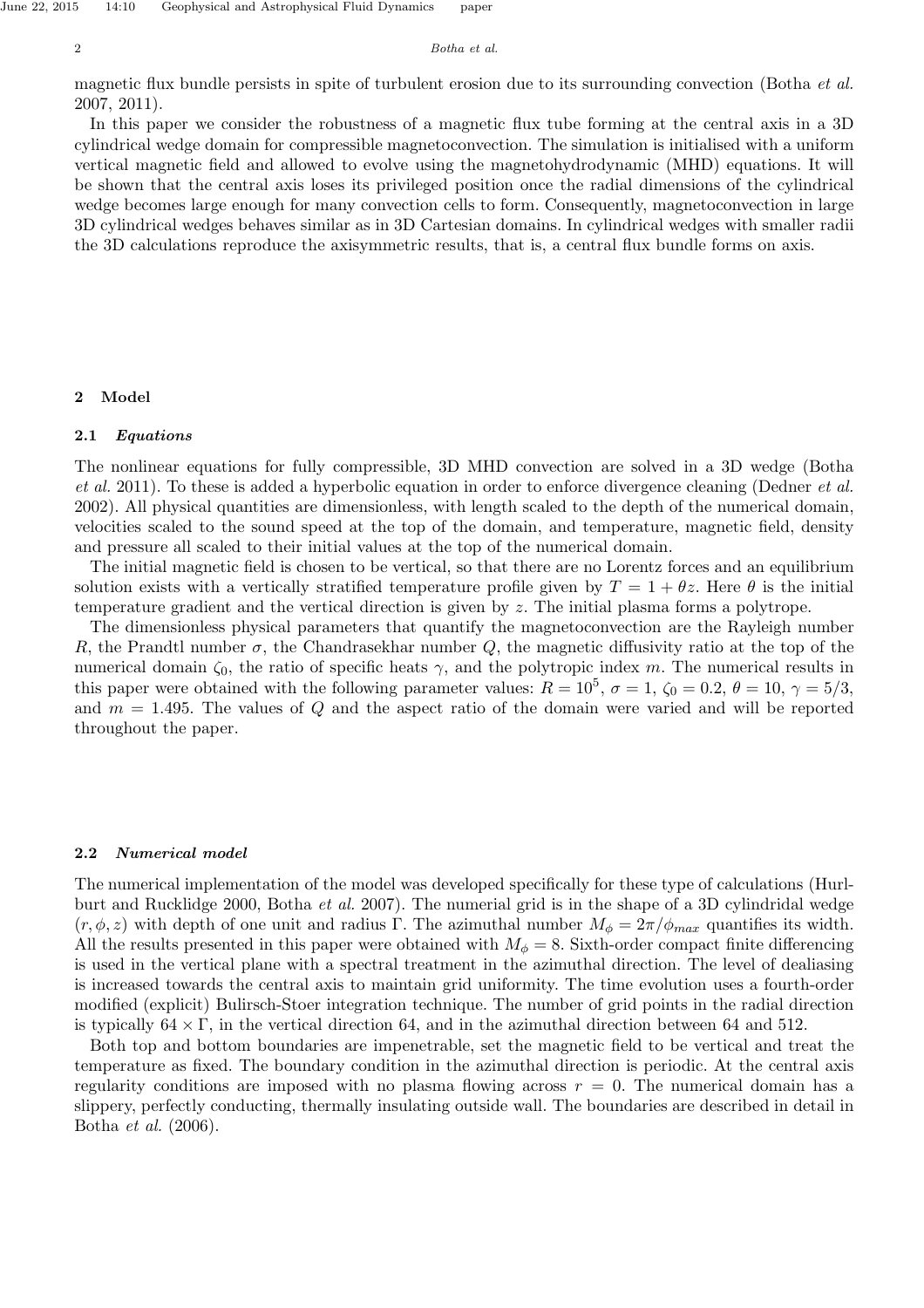magnetic flux bundle persists in spite of turbulent erosion due to its surrounding convection (Botha *et al.* 2007, 2011).

In this paper we consider the robustness of a magnetic flux tube forming at the central axis in a 3D cylindrical wedge domain for compressible magnetoconvection. The simulation is initialised with a uniform vertical magnetic field and allowed to evolve using the magnetohydrodynamic (MHD) equations. It will be shown that the central axis loses its privileged position once the radial dimensions of the cylindrical wedge becomes large enough for many convection cells to form. Consequently, magnetoconvection in large 3D cylindrical wedges behaves similar as in 3D Cartesian domains. In cylindrical wedges with smaller radii the 3D calculations reproduce the axisymmetric results, that is, a central flux bundle forms on axis.

## 2 Model

### 2.1 *Equations*

The nonlinear equations for fully compressible, 3D MHD convection are solved in a 3D wedge (Botha *et al.* 2011). To these is added a hyperbolic equation in order to enforce divergence cleaning (Dedner *et al.* 2002). All physical quantities are dimensionless, with length scaled to the depth of the numerical domain, velocities scaled to the sound speed at the top of the domain, and temperature, magnetic field, density and pressure all scaled to their initial values at the top of the numerical domain.

The initial magnetic field is chosen to be vertical, so that there are no Lorentz forces and an equilibrium solution exists with a vertically stratified temperature profile given by $T = 1 + \theta z$. Here $\theta$ is the initial temperature gradient and the vertical direction is given by $z$. The initial plasma forms a polytrope.

The dimensionless physical parameters that quantify the magnetoconvection are the Rayleigh number $R$, the Prandtl number $\sigma$, the Chandrasekhar number $Q$, the magnetic diffusivity ratio at the top of the numerical domain $\zeta_0$, the ratio of specific heats $\gamma$, and the polytropic index $m$. The numerical results in this paper were obtained with the following parameter values: $R = 10^5$, $\sigma = 1$, $\zeta_0 = 0.2$, $\theta = 10$, $\gamma = 5/3$, and $m = 1.495$. The values of $Q$ and the aspect ratio of the domain were varied and will be reported throughout the paper.

### 2.2 *Numerical model*

The numerical implementation of the model was developed specifically for these type of calculations (Hurlburt and Rucklidge 2000, Botha *et al.* 2007). The numerial grid is in the shape of a 3D cylindridal wedge $(r, \phi, z)$ with depth of one unit and radius $\Gamma$. The azimuthal number $M_\phi = 2\pi/\phi_{max}$ quantifies its width. All the results presented in this paper were obtained with $M_\phi = 8$. Sixth-order compact finite differencing is used in the vertical plane with a spectral treatment in the azimuthal direction. The level of dealiasing is increased towards the central axis to maintain grid uniformity. The time evolution uses a fourth-order modified (explicit) Bulirsch-Stoer integration technique. The number of grid points in the radial direction is typically $64 \times \Gamma$, in the vertical direction 64, and in the azimuthal direction between 64 and 512.

Both top and bottom boundaries are impenetrable, set the magnetic field to be vertical and treat the temperature as fixed. The boundary condition in the azimuthal direction is periodic. At the central axis regularity conditions are imposed with no plasma flowing across $r = 0$. The numerical domain has a slippery, perfectly conducting, thermally insulating outside wall. The boundaries are described in detail in Botha *et al.* (2006).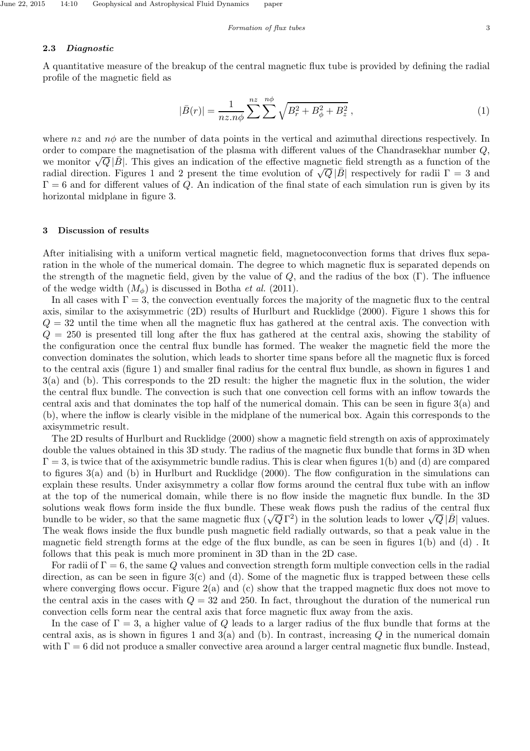### 2.3 *Diagnostic*

A quantitative measure of the breakup of the central magnetic flux tube is provided by defining the radial profile of the magnetic field as

$$|\bar{B}(r)| = \frac{1}{nz.n\phi} \sum^{nz} \sum^{n\phi} \sqrt{B_r^2 + B_\phi^2 + B_z^2}\,, \tag{1}$$

where $nz$ and $n\phi$ are the number of data points in the vertical and azimuthal directions respectively. In order to compare the magnetisation of the plasma with different values of the Chandrasekhar number $Q$, we monitor $\sqrt{Q}\,|\bar{B}|$. This gives an indication of the effective magnetic field strength as a function of the radial direction. Figures 1 and 2 present the time evolution of $\sqrt{Q}\,|\bar{B}|$ respectively for radii $\Gamma = 3$ and $\Gamma = 6$ and for different values of $Q$. An indication of the final state of each simulation run is given by its horizontal midplane in figure 3.

## 3 Discussion of results

After initialising with a uniform vertical magnetic field, magnetoconvection forms that drives flux separation in the whole of the numerical domain. The degree to which magnetic flux is separated depends on the strength of the magnetic field, given by the value of $Q$, and the radius of the box ($\Gamma$). The influence of the wedge width ($M_\phi$) is discussed in Botha *et al.* (2011).

In all cases with $\Gamma = 3$, the convection eventually forces the majority of the magnetic flux to the central axis, similar to the axisymmetric (2D) results of Hurlburt and Rucklidge (2000). Figure 1 shows this for $Q = 32$ until the time when all the magnetic flux has gathered at the central axis. The convection with $Q = 250$ is presented till long after the flux has gathered at the central axis, showing the stability of the configuration once the central flux bundle has formed. The weaker the magnetic field the more the convection dominates the solution, which leads to shorter time spans before all the magnetic flux is forced to the central axis (figure 1) and smaller final radius for the central flux bundle, as shown in figures 1 and 3(a) and (b). This corresponds to the 2D result: the higher the magnetic flux in the solution, the wider the central flux bundle. The convection is such that one convection cell forms with an inflow towards the central axis and that dominates the top half of the numerical domain. This can be seen in figure 3(a) and (b), where the inflow is clearly visible in the midplane of the numerical box. Again this corresponds to the axisymmetric result.

The 2D results of Hurlburt and Rucklidge (2000) show a magnetic field strength on axis of approximately double the values obtained in this 3D study. The radius of the magnetic flux bundle that forms in 3D when $\Gamma = 3$, is twice that of the axisymmetric bundle radius. This is clear when figures 1(b) and (d) are compared to figures 3(a) and (b) in Hurlburt and Rucklidge (2000). The flow configuration in the simulations can explain these results. Under axisymmetry a collar flow forms around the central flux tube with an inflow at the top of the numerical domain, while there is no flow inside the magnetic flux bundle. In the 3D solutions weak flows form inside the flux bundle. These weak flows push the radius of the central flux bundle to be wider, so that the same magnetic flux ($\sqrt{Q}\,\Gamma^2$) in the solution leads to lower $\sqrt{Q}\,|\bar{B}|$ values. The weak flows inside the flux bundle push magnetic field radially outwards, so that a peak value in the magnetic field strength forms at the edge of the flux bundle, as can be seen in figures 1(b) and (d) . It follows that this peak is much more prominent in 3D than in the 2D case.

For radii of $\Gamma = 6$, the same $Q$ values and convection strength form multiple convection cells in the radial direction, as can be seen in figure 3(c) and (d). Some of the magnetic flux is trapped between these cells where converging flows occur. Figure 2(a) and (c) show that the trapped magnetic flux does not move to the central axis in the cases with $Q = 32$ and 250. In fact, throughout the duration of the numerical run convection cells form near the central axis that force magnetic flux away from the axis.

In the case of $\Gamma = 3$, a higher value of $Q$ leads to a larger radius of the flux bundle that forms at the central axis, as is shown in figures 1 and 3(a) and (b). In contrast, increasing $Q$ in the numerical domain with $\Gamma = 6$ did not produce a smaller convective area around a larger central magnetic flux bundle. Instead,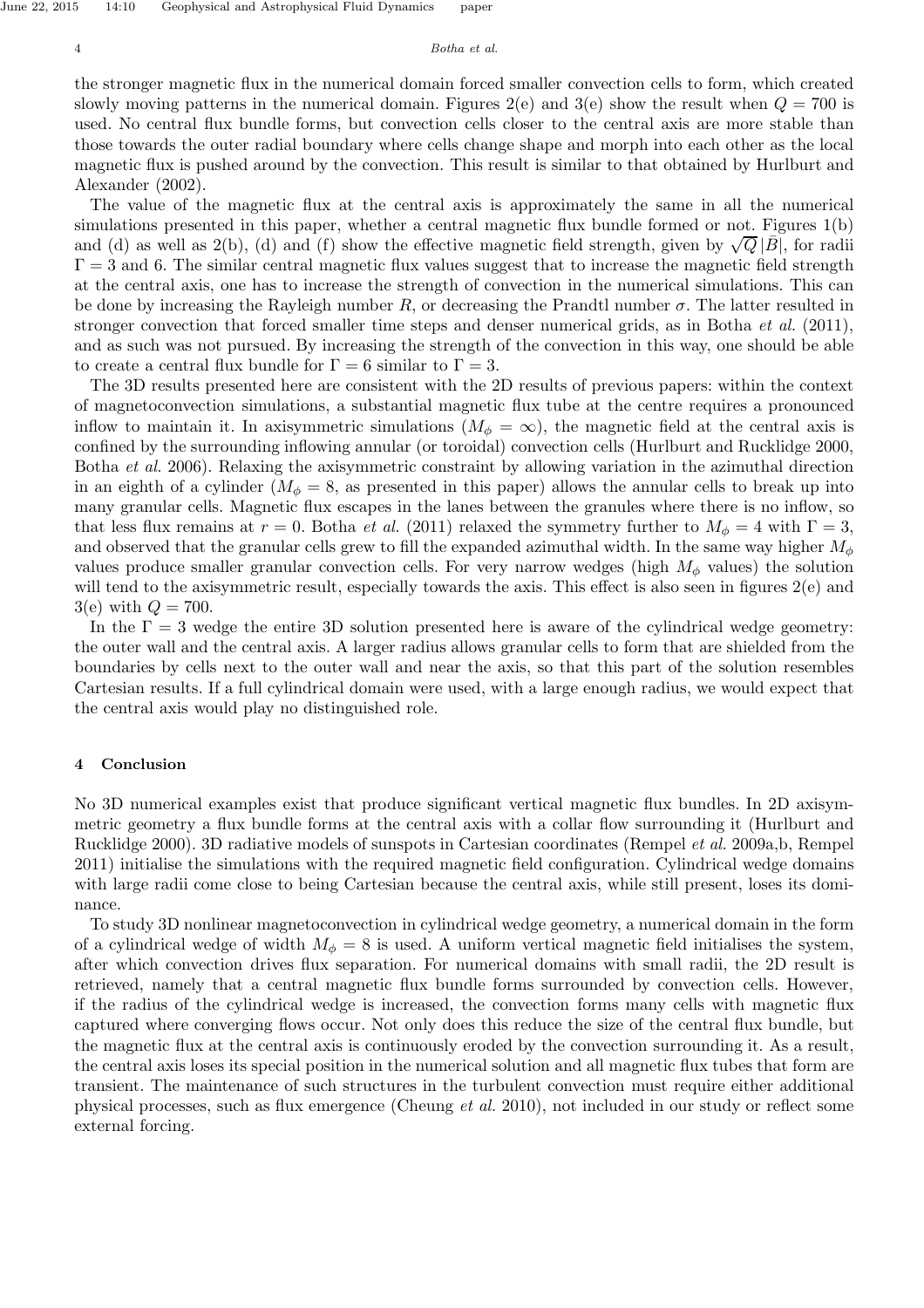the stronger magnetic flux in the numerical domain forced smaller convection cells to form, which created slowly moving patterns in the numerical domain. Figures 2(e) and 3(e) show the result when $Q = 700$ is used. No central flux bundle forms, but convection cells closer to the central axis are more stable than those towards the outer radial boundary where cells change shape and morph into each other as the local magnetic flux is pushed around by the convection. This result is similar to that obtained by Hurlburt and Alexander (2002).

The value of the magnetic flux at the central axis is approximately the same in all the numerical simulations presented in this paper, whether a central magnetic flux bundle formed or not. Figures 1(b) and (d) as well as 2(b), (d) and (f) show the effective magnetic field strength, given by $\sqrt{Q}\,|\bar{B}|$, for radii $\Gamma = 3$ and 6. The similar central magnetic flux values suggest that to increase the magnetic field strength at the central axis, one has to increase the strength of convection in the numerical simulations. This can be done by increasing the Rayleigh number $R$, or decreasing the Prandtl number $\sigma$. The latter resulted in stronger convection that forced smaller time steps and denser numerical grids, as in Botha *et al.* (2011), and as such was not pursued. By increasing the strength of the convection in this way, one should be able to create a central flux bundle for $\Gamma = 6$ similar to $\Gamma = 3$.

The 3D results presented here are consistent with the 2D results of previous papers: within the context of magnetoconvection simulations, a substantial magnetic flux tube at the centre requires a pronounced inflow to maintain it. In axisymmetric simulations ($M_\phi = \infty$), the magnetic field at the central axis is confined by the surrounding inflowing annular (or toroidal) convection cells (Hurlburt and Rucklidge 2000, Botha *et al.* 2006). Relaxing the axisymmetric constraint by allowing variation in the azimuthal direction in an eighth of a cylinder ($M_\phi = 8$, as presented in this paper) allows the annular cells to break up into many granular cells. Magnetic flux escapes in the lanes between the granules where there is no inflow, so that less flux remains at $r = 0$. Botha *et al.* (2011) relaxed the symmetry further to $M_\phi = 4$ with $\Gamma = 3$, and observed that the granular cells grew to fill the expanded azimuthal width. In the same way higher $M_\phi$ values produce smaller granular convection cells. For very narrow wedges (high $M_\phi$ values) the solution will tend to the axisymmetric result, especially towards the axis. This effect is also seen in figures 2(e) and 3(e) with $Q = 700$.

In the $\Gamma = 3$ wedge the entire 3D solution presented here is aware of the cylindrical wedge geometry: the outer wall and the central axis. A larger radius allows granular cells to form that are shielded from the boundaries by cells next to the outer wall and near the axis, so that this part of the solution resembles Cartesian results. If a full cylindrical domain were used, with a large enough radius, we would expect that the central axis would play no distinguished role.

## 4 Conclusion

No 3D numerical examples exist that produce significant vertical magnetic flux bundles. In 2D axisymmetric geometry a flux bundle forms at the central axis with a collar flow surrounding it (Hurlburt and Rucklidge 2000). 3D radiative models of sunspots in Cartesian coordinates (Rempel *et al.* 2009a,b, Rempel 2011) initialise the simulations with the required magnetic field configuration. Cylindrical wedge domains with large radii come close to being Cartesian because the central axis, while still present, loses its dominance.

To study 3D nonlinear magnetoconvection in cylindrical wedge geometry, a numerical domain in the form of a cylindrical wedge of width $M_\phi = 8$ is used. A uniform vertical magnetic field initialises the system, after which convection drives flux separation. For numerical domains with small radii, the 2D result is retrieved, namely that a central magnetic flux bundle forms surrounded by convection cells. However, if the radius of the cylindrical wedge is increased, the convection forms many cells with magnetic flux captured where converging flows occur. Not only does this reduce the size of the central flux bundle, but the magnetic flux at the central axis is continuously eroded by the convection surrounding it. As a result, the central axis loses its special position in the numerical solution and all magnetic flux tubes that form are transient. The maintenance of such structures in the turbulent convection must require either additional physical processes, such as flux emergence (Cheung *et al.* 2010), not included in our study or reflect some external forcing.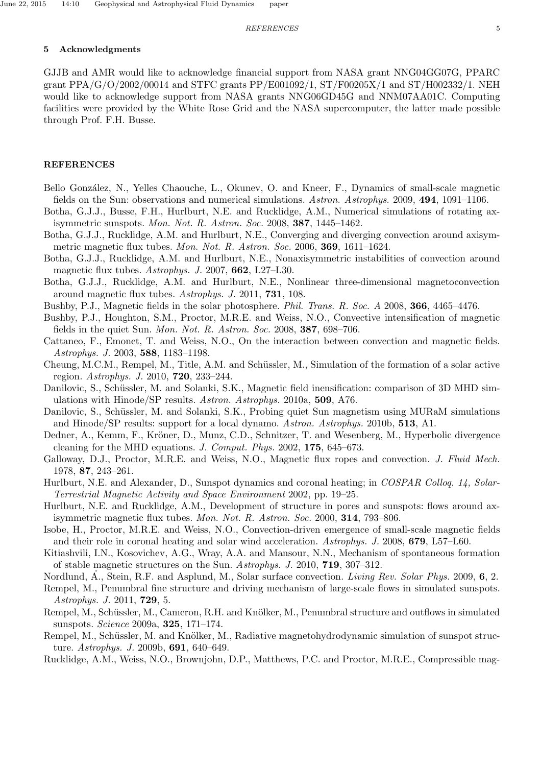## 5 Acknowledgments

GJJB and AMR would like to acknowledge financial support from NASA grant NNG04GG07G, PPARC grant PPA/G/O/2002/00014 and STFC grants PP/E001092/1, ST/F00205X/1 and ST/H002332/1. NEH would like to acknowledge support from NASA grants NNG06GD45G and NNM07AA01C. Computing facilities were provided by the White Rose Grid and the NASA supercomputer, the latter made possible through Prof. F.H. Busse.

## REFERENCES

Bello González, N., Yelles Chaouche, L., Okunev, O. and Kneer, F., Dynamics of small-scale magnetic fields on the Sun: observations and numerical simulations. *Astron. Astrophys.* 2009, **494**, 1091–1106.

Botha, G.J.J., Busse, F.H., Hurlburt, N.E. and Rucklidge, A.M., Numerical simulations of rotating axisymmetric sunspots. *Mon. Not. R. Astron. Soc.* 2008, **387**, 1445–1462.

Botha, G.J.J., Rucklidge, A.M. and Hurlburt, N.E., Converging and diverging convection around axisymmetric magnetic flux tubes. *Mon. Not. R. Astron. Soc.* 2006, **369**, 1611–1624.

Botha, G.J.J., Rucklidge, A.M. and Hurlburt, N.E., Nonaxisymmetric instabilities of convection around magnetic flux tubes. *Astrophys. J.* 2007, **662**, L27–L30.

Botha, G.J.J., Rucklidge, A.M. and Hurlburt, N.E., Nonlinear three-dimensional magnetoconvection around magnetic flux tubes. *Astrophys. J.* 2011, **731**, 108.

Bushby, P.J., Magnetic fields in the solar photosphere. *Phil. Trans. R. Soc. A* 2008, **366**, 4465–4476.

Bushby, P.J., Houghton, S.M., Proctor, M.R.E. and Weiss, N.O., Convective intensification of magnetic fields in the quiet Sun. *Mon. Not. R. Astron. Soc.* 2008, **387**, 698–706.

Cattaneo, F., Emonet, T. and Weiss, N.O., On the interaction between convection and magnetic fields. *Astrophys. J.* 2003, **588**, 1183–1198.

Cheung, M.C.M., Rempel, M., Title, A.M. and Schüssler, M., Simulation of the formation of a solar active region. *Astrophys. J.* 2010, **720**, 233–244.

Danilovic, S., Schüssler, M. and Solanki, S.K., Magnetic field inensification: comparison of 3D MHD simulations with Hinode/SP results. *Astron. Astrophys.* 2010a, **509**, A76.

Danilovic, S., Schüssler, M. and Solanki, S.K., Probing quiet Sun magnetism using MURaM simulations and Hinode/SP results: support for a local dynamo. *Astron. Astrophys.* 2010b, **513**, A1.

Dedner, A., Kemm, F., Kröner, D., Munz, C.D., Schnitzer, T. and Wesenberg, M., Hyperbolic divergence cleaning for the MHD equations. *J. Comput. Phys.* 2002, **175**, 645–673.

Galloway, D.J., Proctor, M.R.E. and Weiss, N.O., Magnetic flux ropes and convection. *J. Fluid Mech.* 1978, **87**, 243–261.

Hurlburt, N.E. and Alexander, D., Sunspot dynamics and coronal heating; in *COSPAR Colloq. 14, Solar-Terrestrial Magnetic Activity and Space Environment* 2002, pp. 19–25.

Hurlburt, N.E. and Rucklidge, A.M., Development of structure in pores and sunspots: flows around axisymmetric magnetic flux tubes. *Mon. Not. R. Astron. Soc.* 2000, **314**, 793–806.

Isobe, H., Proctor, M.R.E. and Weiss, N.O., Convection-driven emergence of small-scale magnetic fields and their role in coronal heating and solar wind acceleration. *Astrophys. J.* 2008, **679**, L57–L60.

Kitiashvili, I.N., Kosovichev, A.G., Wray, A.A. and Mansour, N.N., Mechanism of spontaneous formation of stable magnetic structures on the Sun. *Astrophys. J.* 2010, **719**, 307–312.

Nordlund, Å., Stein, R.F. and Asplund, M., Solar surface convection. *Living Rev. Solar Phys.* 2009, **6**, 2.

Rempel, M., Penumbral fine structure and driving mechanism of large-scale flows in simulated sunspots. *Astrophys. J.* 2011, **729**, 5.

Rempel, M., Schüssler, M., Cameron, R.H. and Knölker, M., Penumbral structure and outflows in simulated sunspots. *Science* 2009a, **325**, 171–174.

Rempel, M., Schüssler, M. and Knölker, M., Radiative magnetohydrodynamic simulation of sunspot structure. *Astrophys. J.* 2009b, **691**, 640–649.

Rucklidge, A.M., Weiss, N.O., Brownjohn, D.P., Matthews, P.C. and Proctor, M.R.E., Compressible mag-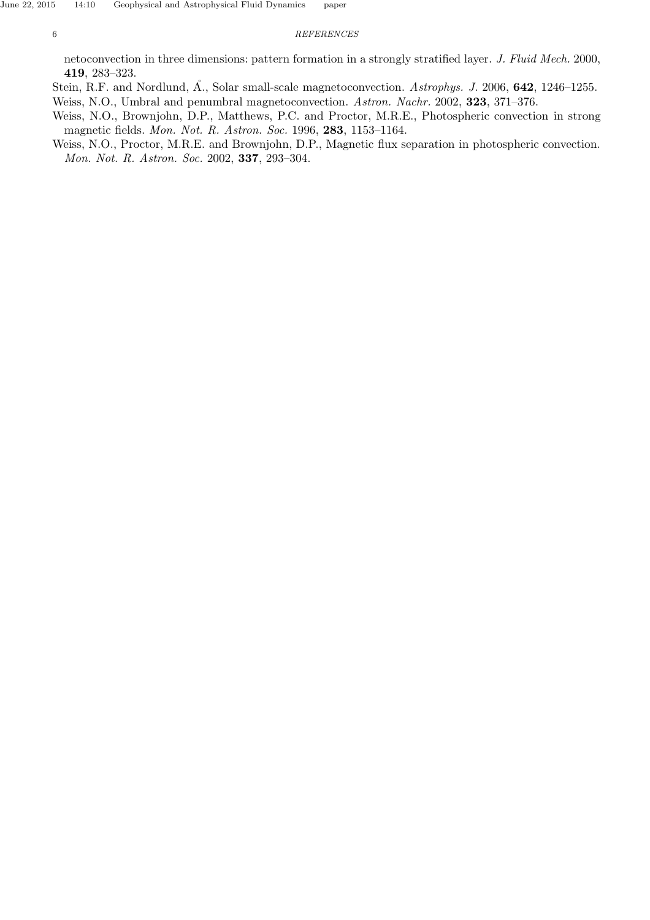netoconvection in three dimensions: pattern formation in a strongly stratified layer. *J. Fluid Mech.* 2000, **419**, 283–323.

Stein, R.F. and Nordlund, Å., Solar small-scale magnetoconvection. *Astrophys. J.* 2006, **642**, 1246–1255.

Weiss, N.O., Umbral and penumbral magnetoconvection. *Astron. Nachr.* 2002, **323**, 371–376.

Weiss, N.O., Brownjohn, D.P., Matthews, P.C. and Proctor, M.R.E., Photospheric convection in strong magnetic fields. *Mon. Not. R. Astron. Soc.* 1996, **283**, 1153–1164.

Weiss, N.O., Proctor, M.R.E. and Brownjohn, D.P., Magnetic flux separation in photospheric convection. *Mon. Not. R. Astron. Soc.* 2002, **337**, 293–304.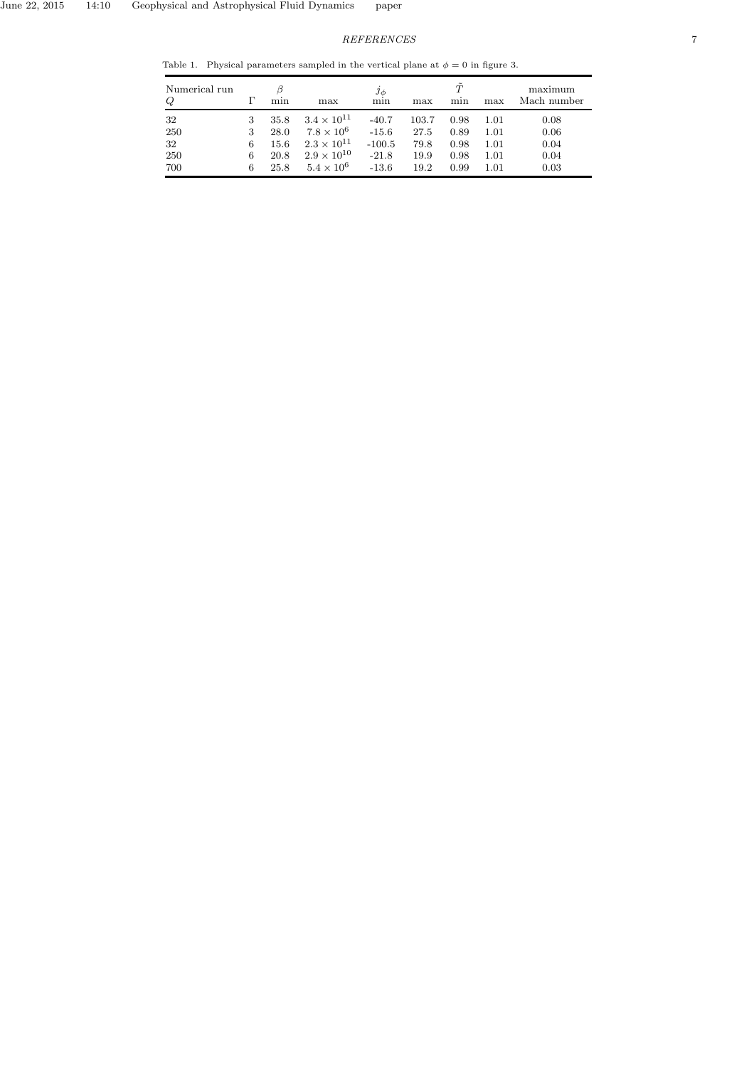Table 1. Physical parameters sampled in the vertical plane at $\phi = 0$ in figure 3.

| Numerical run | | $\beta$ | | $j_\phi$ | | $\tilde{T}$ | | maximum |
|---|---|---|---|---|---|---|---|---|
| $Q$ | $\Gamma$ | min | max | min | max | min | max | Mach number |
| 32 | 3 | 35.8 | $3.4 \times 10^{11}$ | -40.7 | 103.7 | 0.98 | 1.01 | 0.08 |
| 250 | 3 | 28.0 | $7.8 \times 10^{6}$ | -15.6 | 27.5 | 0.89 | 1.01 | 0.06 |
| 32 | 6 | 15.6 | $2.3 \times 10^{11}$ | -100.5 | 79.8 | 0.98 | 1.01 | 0.04 |
| 250 | 6 | 20.8 | $2.9 \times 10^{10}$ | -21.8 | 19.9 | 0.98 | 1.01 | 0.04 |
| 700 | 6 | 25.8 | $5.4 \times 10^{6}$ | -13.6 | 19.2 | 0.99 | 1.01 | 0.03 |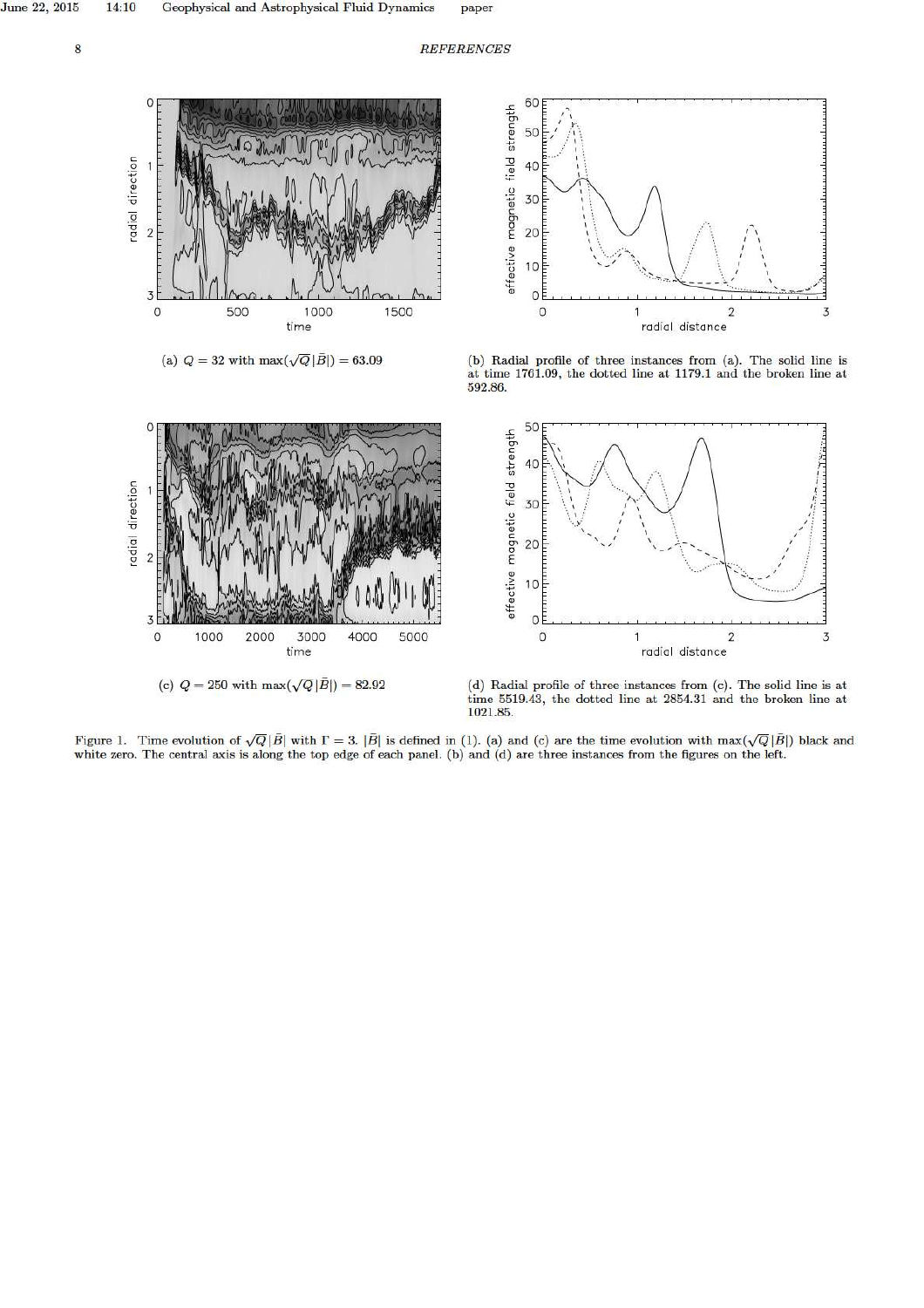radial direction

0

1

2

3

0 500 1000 1500

time

(a) $Q = 32$ with $\max(\sqrt{Q}|\bar{B}|) = 63.09$

effective magnetic field strength

60

50

40

30

20

10

0

0 1 2 3

radial distance

(b) Radial profile of three instances from (a). The solid line is at time 1761.09, the dotted line at 1179.1 and the broken line at 592.86.

radial direction

0

1

2

3

0 1000 2000 3000 4000 5000

time

(c) $Q = 250$ with $\max(\sqrt{Q}|\bar{B}|) = 82.92$

effective magnetic field strength

50

40

30

20

10

0

0 1 2 3

radial distance

(d) Radial profile of three instances from (c). The solid line is at time 5519.43, the dotted line at 2854.31 and the broken line at 1021.85.

Figure 1. Time evolution of $\sqrt{Q}|\bar{B}|$ with $\Gamma = 3$. $|\bar{B}|$ is defined in (1). (a) and (c) are the time evolution with $\max(\sqrt{Q}|\bar{B}|)$ black and white zero. The central axis is along the top edge of each panel. (b) and (d) are three instances from the figures on the left.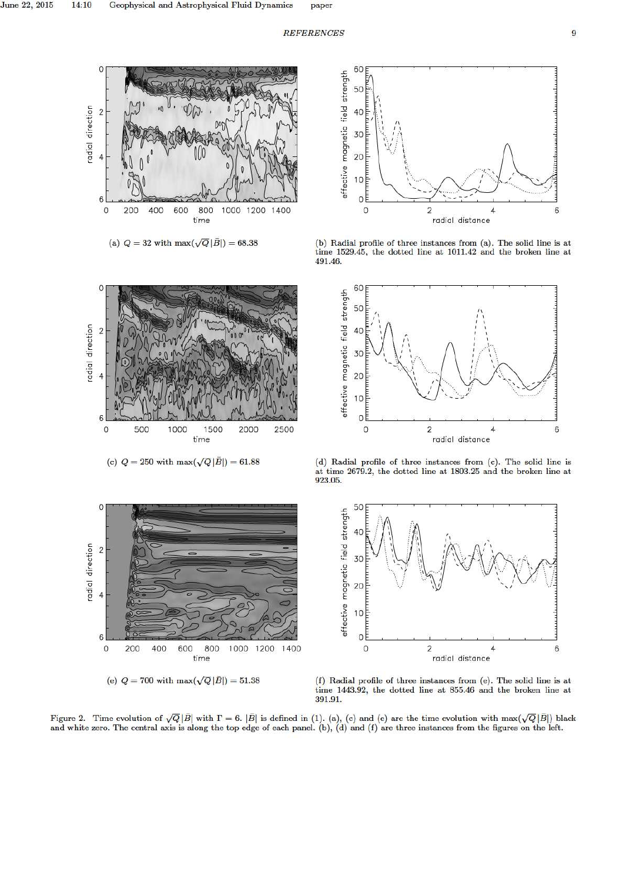radial direction

0 2 4 6

0 200 400 600 800 1000 1200 1400

time

(a) $Q = 32$ with $\max(\sqrt{Q}|\bar{B}|) = 68.38$

effective magnetic field strength

0 10 20 30 40 50 60

0 2 4 6

radial distance

(b) Radial profile of three instances from (a). The solid line is at time 1529.45, the dotted line at 1011.42 and the broken line at 491.46.

radial direction

0 2 4 6

0 500 1000 1500 2000 2500

time

(c) $Q = 250$ with $\max(\sqrt{Q}|\bar{B}|) = 61.88$

effective magnetic field strength

0 10 20 30 40 50 60

0 2 4 6

radial distance

(d) Radial profile of three instances from (c). The solid line is at time 2679.2, the dotted line at 1803.25 and the broken line at 923.05.

radial direction

0 2 4 6

0 200 400 600 800 1000 1200 1400

time

(e) $Q = 700$ with $\max(\sqrt{Q}|\bar{B}|) = 51.38$

effective magnetic field strength

0 10 20 30 40 50

0 2 4 6

radial distance

(f) Radial profile of three instances from (e). The solid line is at time 1443.92, the dotted line at 855.46 and the broken line at 391.91.

Figure 2. Time evolution of $\sqrt{Q}|\bar{B}|$ with $\Gamma = 6$. $|\bar{B}|$ is defined in (1). (a), (c) and (e) are the time evolution with $\max(\sqrt{Q}|\bar{B}|)$ black and white zero. The central axis is along the top edge of each panel. (b), (d) and (f) are three instances from the figures on the left.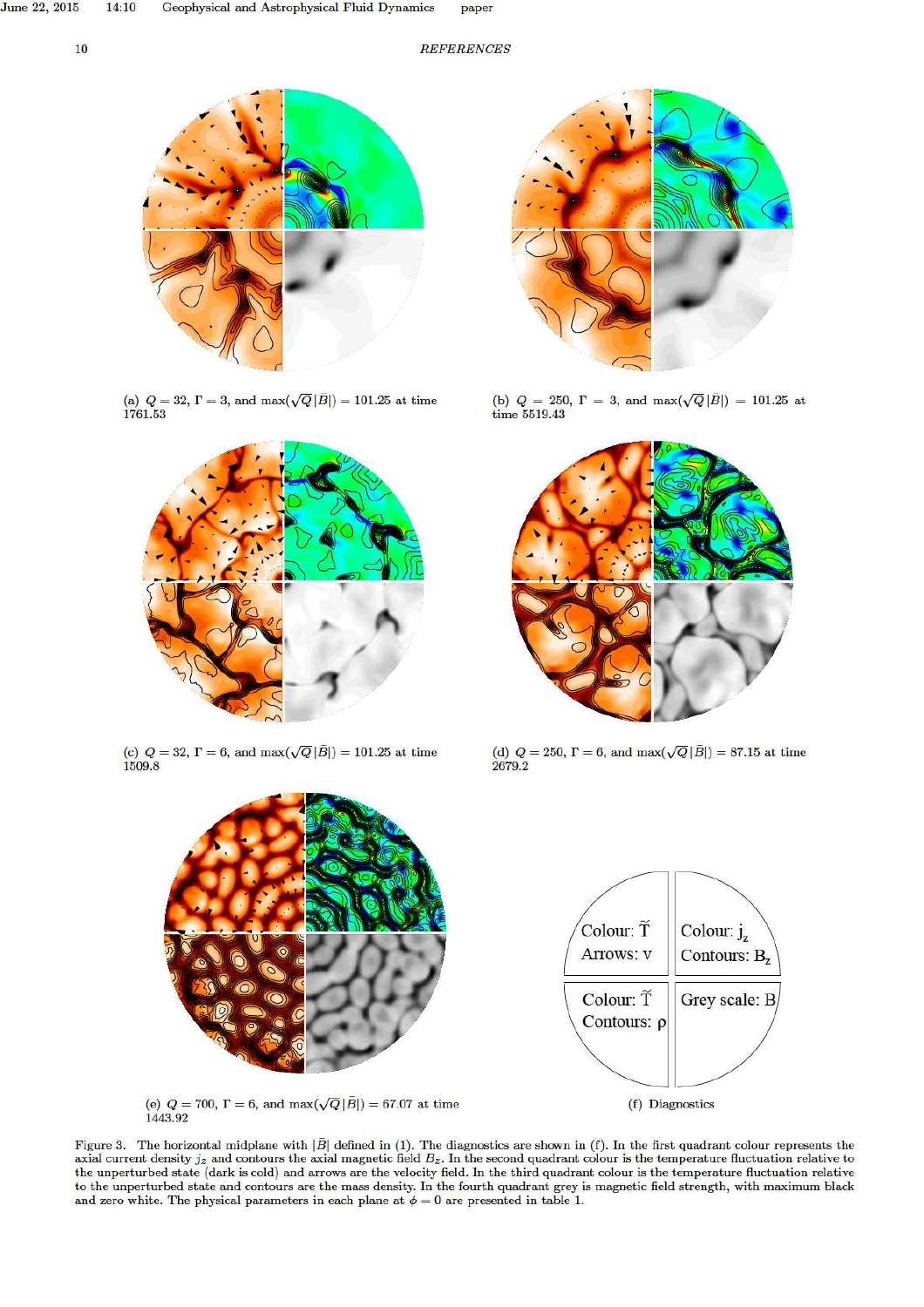(a) $Q = 32$, $\Gamma = 3$, and $\max(\sqrt{Q}|\bar{B}|) = 101.25$ at time 1761.53

(b) $Q = 250$, $\Gamma = 3$, and $\max(\sqrt{Q}|\bar{B}|) = 101.25$ at time 5519.43

(c) $Q = 32$, $\Gamma = 6$, and $\max(\sqrt{Q}|\bar{B}|) = 101.25$ at time 1509.8

(d) $Q = 250$, $\Gamma = 6$, and $\max(\sqrt{Q}|\bar{B}|) = 87.15$ at time 2679.2

(e) $Q = 700$, $\Gamma = 6$, and $\max(\sqrt{Q}|\bar{B}|) = 67.07$ at time 1443.92

Colour: $\tilde{T}$
Arrows: v

Colour: $j_z$
Contours: $B_z$

Colour: $\tilde{T}$
Contours: $\rho$

Grey scale: B

(f) Diagnostics

Figure 3. The horizontal midplane with $|\bar{B}|$ defined in (1). The diagnostics are shown in (f). In the first quadrant colour represents the axial current density $j_z$ and contours the axial magnetic field $B_z$. In the second quadrant colour is the temperature fluctuation relative to the unperturbed state (dark is cold) and arrows are the velocity field. In the third quadrant colour is the temperature fluctuation relative to the unperturbed state and contours are the mass density. In the fourth quadrant grey is magnetic field strength, with maximum black and zero white. The physical parameters in each plane at $\phi = 0$ are presented in table 1.